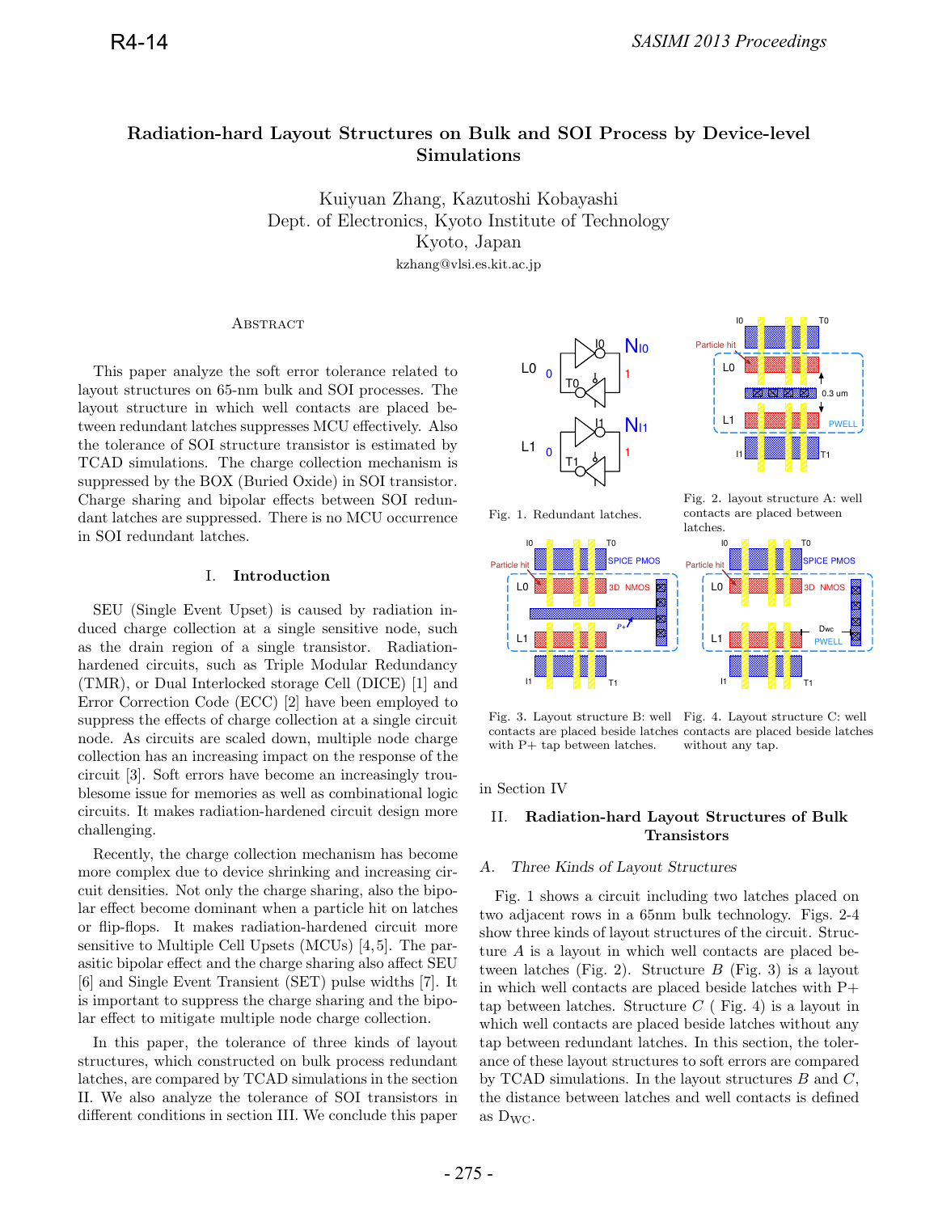# Radiation-hard Layout Structures on Bulk and SOI Process by Device-level Simulations

Kuiyuan Zhang, Kazutoshi Kobayashi
Dept. of Electronics, Kyoto Institute of Technology
Kyoto, Japan
kzhang@vlsi.es.kit.ac.jp

## Abstract

This paper analyze the soft error tolerance related to layout structures on 65-nm bulk and SOI processes. The layout structure in which well contacts are placed between redundant latches suppresses MCU effectively. Also the tolerance of SOI structure transistor is estimated by TCAD simulations. The charge collection mechanism is suppressed by the BOX (Buried Oxide) in SOI transistor. Charge sharing and bipolar effects between SOI redundant latches are suppressed. There is no MCU occurrence in SOI redundant latches.

## I. Introduction

SEU (Single Event Upset) is caused by radiation induced charge collection at a single sensitive node, such as the drain region of a single transistor. Radiation-hardened circuits, such as Triple Modular Redundancy (TMR), or Dual Interlocked storage Cell (DICE) [1] and Error Correction Code (ECC) [2] have been employed to suppress the effects of charge collection at a single circuit node. As circuits are scaled down, multiple node charge collection has an increasing impact on the response of the circuit [3]. Soft errors have become an increasingly troublesome issue for memories as well as combinational logic circuits. It makes radiation-hardened circuit design more challenging.

Recently, the charge collection mechanism has become more complex due to device shrinking and increasing circuit densities. Not only the charge sharing, also the bipolar effect become dominant when a particle hit on latches or flip-flops. It makes radiation-hardened circuit more sensitive to Multiple Cell Upsets (MCUs) [4,5]. The parasitic bipolar effect and the charge sharing also affect SEU [6] and Single Event Transient (SET) pulse widths [7]. It is important to suppress the charge sharing and the bipolar effect to mitigate multiple node charge collection.

In this paper, the tolerance of three kinds of layout structures, which constructed on bulk process redundant latches, are compared by TCAD simulations in the section II. We also analyze the tolerance of SOI transistors in different conditions in section III. We conclude this paper in Section IV

Fig. 1. Redundant latches.

Fig. 2. layout structure A: well contacts are placed between latches.

Fig. 3. Layout structure B: well contacts are placed beside latches with P+ tap between latches.

Fig. 4. Layout structure C: well contacts are placed beside latches without any tap.

## II. Radiation-hard Layout Structures of Bulk Transistors

### A. Three Kinds of Layout Structures

Fig. 1 shows a circuit including two latches placed on two adjacent rows in a 65nm bulk technology. Figs. 2-4 show three kinds of layout structures of the circuit. Structure *A* is a layout in which well contacts are placed between latches (Fig. 2). Structure *B* (Fig. 3) is a layout in which well contacts are placed beside latches with P+ tap between latches. Structure *C* ( Fig. 4) is a layout in which well contacts are placed beside latches without any tap between redundant latches. In this section, the tolerance of these layout structures to soft errors are compared by TCAD simulations. In the layout structures *B* and *C*, the distance between latches and well contacts is defined as $D_{WC}$.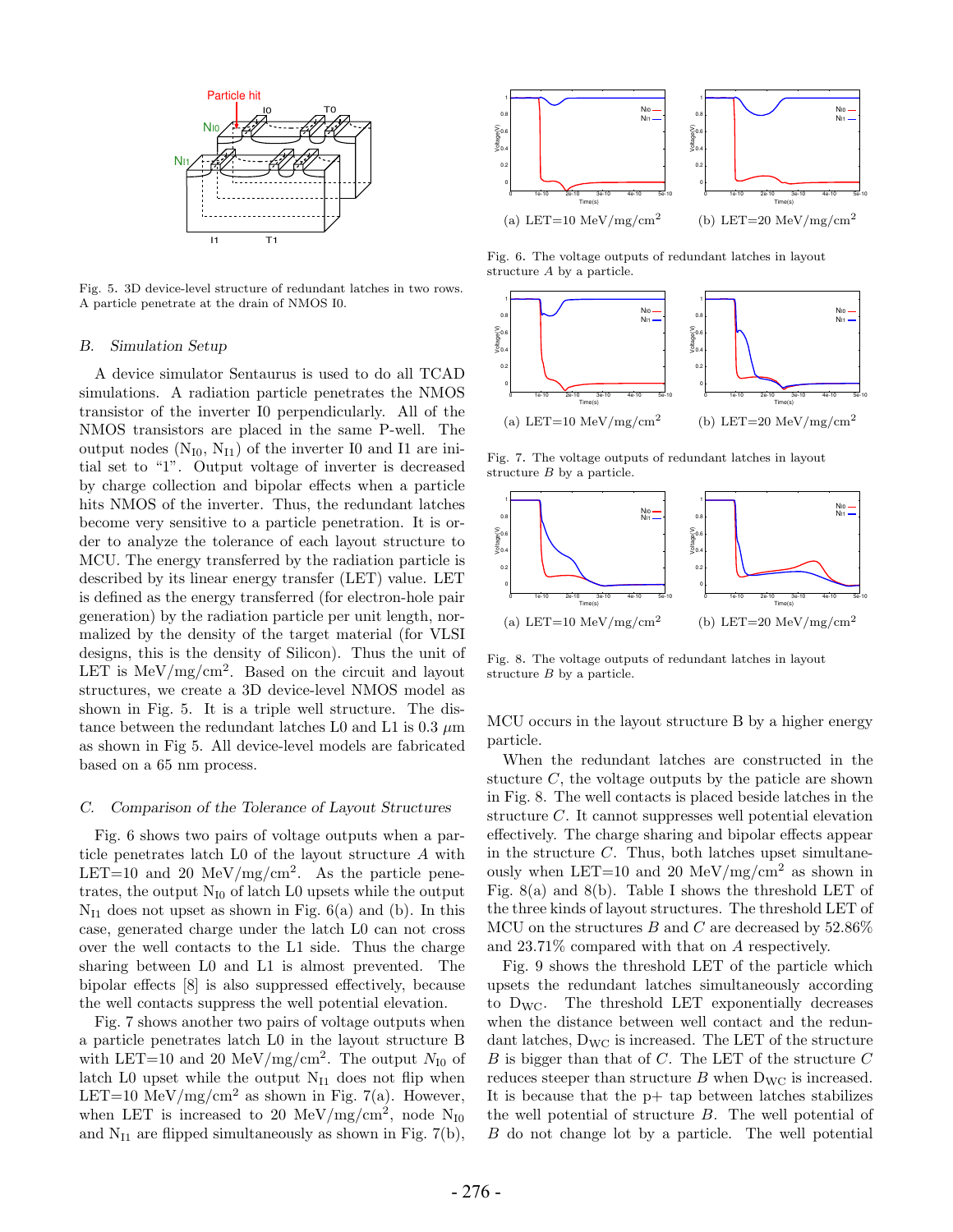Fig. 5. 3D device-level structure of redundant latches in two rows. A particle penetrate at the drain of NMOS I0.

### B. Simulation Setup

A device simulator Sentaurus is used to do all TCAD simulations. A radiation particle penetrates the NMOS transistor of the inverter I0 perpendicularly. All of the NMOS transistors are placed in the same P-well. The output nodes ($N_{I0}$, $N_{I1}$) of the inverter I0 and I1 are initial set to "1". Output voltage of inverter is decreased by charge collection and bipolar effects when a particle hits NMOS of the inverter. Thus, the redundant latches become very sensitive to a particle penetration. It is order to analyze the tolerance of each layout structure to MCU. The energy transferred by the radiation particle is described by its linear energy transfer (LET) value. LET is defined as the energy transferred (for electron-hole pair generation) by the radiation particle per unit length, normalized by the density of the target material (for VLSI designs, this is the density of Silicon). Thus the unit of LET is MeV/mg/cm$^2$. Based on the circuit and layout structures, we create a 3D device-level NMOS model as shown in Fig. 5. It is a triple well structure. The distance between the redundant latches L0 and L1 is 0.3 $\mu$m as shown in Fig 5. All device-level models are fabricated based on a 65 nm process.

### C. Comparison of the Tolerance of Layout Structures

Fig. 6 shows two pairs of voltage outputs when a particle penetrates latch L0 of the layout structure *A* with LET=10 and 20 MeV/mg/cm$^2$. As the particle penetrates, the output $N_{I0}$ of latch L0 upsets while the output $N_{I1}$ does not upset as shown in Fig. 6(a) and (b). In this case, generated charge under the latch L0 can not cross over the well contacts to the L1 side. Thus the charge sharing between L0 and L1 is almost prevented. The bipolar effects [8] is also suppressed effectively, because the well contacts suppress the well potential elevation.

Fig. 7 shows another two pairs of voltage outputs when a particle penetrates latch L0 in the layout structure B with LET=10 and 20 MeV/mg/cm$^2$. The output $N_{I0}$ of latch L0 upset while the output $N_{I1}$ does not flip when LET=10 MeV/mg/cm$^2$ as shown in Fig. 7(a). However, when LET is increased to 20 MeV/mg/cm$^2$, node $N_{I0}$ and $N_{I1}$ are flipped simultaneously as shown in Fig. 7(b), MCU occurs in the layout structure B by a higher energy particle.

(a) LET=10 MeV/mg/cm$^2$ (b) LET=20 MeV/mg/cm$^2$

Fig. 6. The voltage outputs of redundant latches in layout structure *A* by a particle.

(a) LET=10 MeV/mg/cm$^2$ (b) LET=20 MeV/mg/cm$^2$

Fig. 7. The voltage outputs of redundant latches in layout structure *B* by a particle.

(a) LET=10 MeV/mg/cm$^2$ (b) LET=20 MeV/mg/cm$^2$

Fig. 8. The voltage outputs of redundant latches in layout structure *B* by a particle.

When the redundant latches are constructed in the stucture *C*, the voltage outputs by the paticle are shown in Fig. 8. The well contacts is placed beside latches in the structure *C*. It cannot suppresses well potential elevation effectively. The charge sharing and bipolar effects appear in the structure *C*. Thus, both latches upset simultaneously when LET=10 and 20 MeV/mg/cm$^2$ as shown in Fig. 8(a) and 8(b). Table I shows the threshold LET of the three kinds of layout structures. The threshold LET of MCU on the structures *B* and *C* are decreased by 52.86% and 23.71% compared with that on *A* respectively.

Fig. 9 shows the threshold LET of the particle which upsets the redundant latches simultaneously according to $D_{WC}$. The threshold LET exponentially decreases when the distance between well contact and the redundant latches, $D_{WC}$ is increased. The LET of the structure *B* is bigger than that of *C*. The LET of the structure *C* reduces steeper than structure *B* when $D_{WC}$ is increased. It is because that the p+ tap between latches stabilizes the well potential of structure *B*. The well potential of *B* do not change lot by a particle. The well potential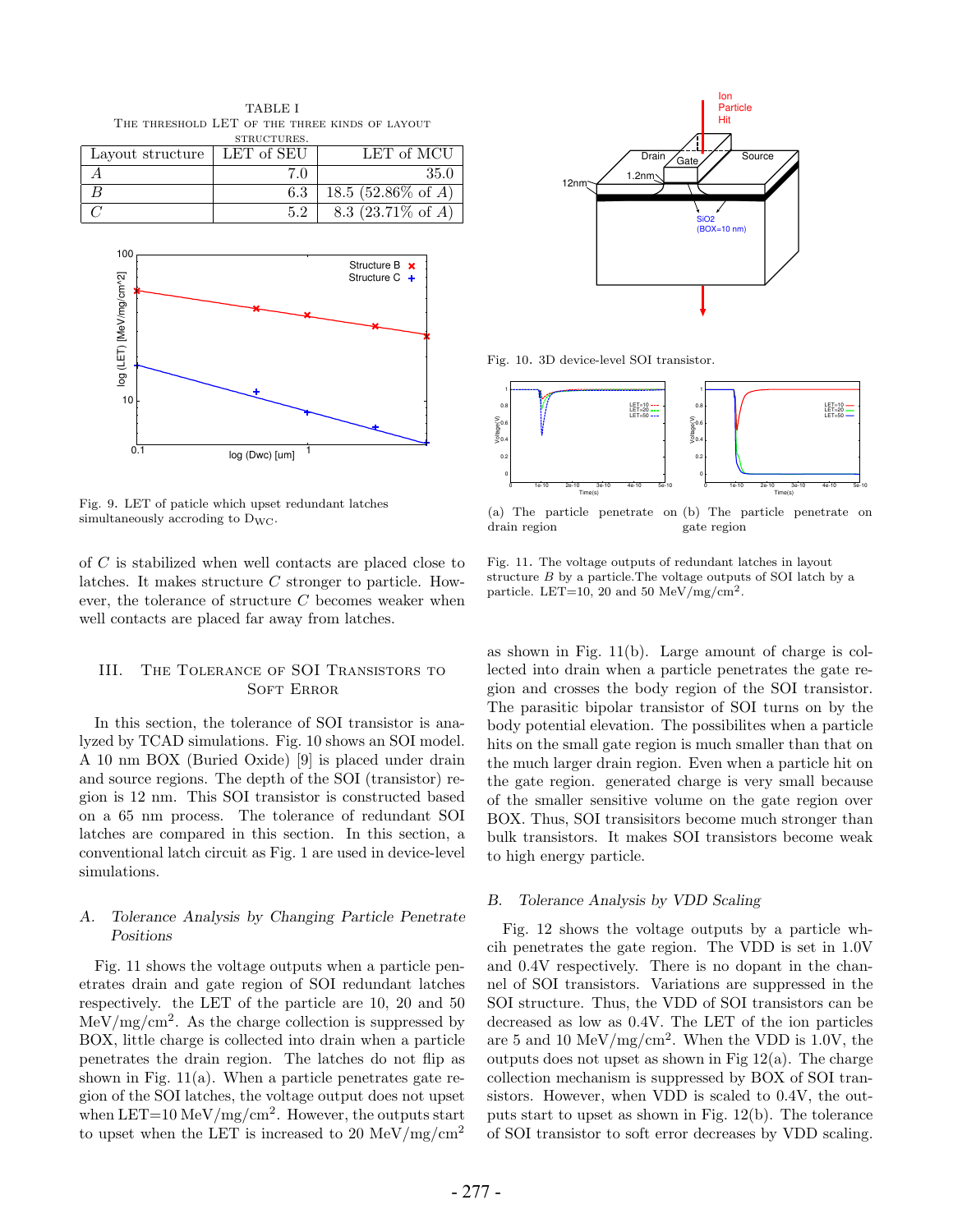TABLE I
THE THRESHOLD LET OF THE THREE KINDS OF LAYOUT STRUCTURES.

| Layout structure | LET of SEU | LET of MCU |
|---|---|---|
| $A$ | 7.0 | 35.0 |
| $B$ | 6.3 | 18.5 (52.86% of $A$) |
| $C$ | 5.2 | 8.3 (23.71% of $A$) |

Fig. 9. LET of paticle which upset redundant latches simultaneously accroding to $D_{WC}$.

of $C$ is stabilized when well contacts are placed close to latches. It makes structure $C$ stronger to particle. However, the tolerance of structure $C$ becomes weaker when well contacts are placed far away from latches.

## III. The Tolerance of SOI Transistors to Soft Error

In this section, the tolerance of SOI transistor is analyzed by TCAD simulations. Fig. 10 shows an SOI model. A 10 nm BOX (Buried Oxide) [9] is placed under drain and source regions. The depth of the SOI (transistor) region is 12 nm. This SOI transistor is constructed based on a 65 nm process. The tolerance of redundant SOI latches are compared in this section. In this section, a conventional latch circuit as Fig. 1 are used in device-level simulations.

### A. Tolerance Analysis by Changing Particle Penetrate Positions

Fig. 11 shows the voltage outputs when a particle penetrates drain and gate region of SOI redundant latches respectively. the LET of the particle are 10, 20 and 50 MeV/mg/cm$^2$. As the charge collection is suppressed by BOX, little charge is collected into drain when a particle penetrates the drain region. The latches do not flip as shown in Fig. 11(a). When a particle penetrates gate region of the SOI latches, the voltage output does not upset when LET=10 MeV/mg/cm$^2$. However, the outputs start to upset when the LET is increased to 20 MeV/mg/cm$^2$

Fig. 10. 3D device-level SOI transistor.

(a) The particle penetrate on drain region (b) The particle penetrate on gate region

Fig. 11. The voltage outputs of redundant latches in layout structure $B$ by a particle.The voltage outputs of SOI latch by a particle. LET=10, 20 and 50 MeV/mg/cm$^2$.

as shown in Fig. 11(b). Large amount of charge is collected into drain when a particle penetrates the gate region and crosses the body region of the SOI transistor. The parasitic bipolar transistor of SOI turns on by the body potential elevation. The possibilites when a particle hits on the small gate region is much smaller than that on the much larger drain region. Even when a particle hit on the gate region. generated charge is very small because of the smaller sensitive volume on the gate region over BOX. Thus, SOI transisitors become much stronger than bulk transistors. It makes SOI transistors become weak to high energy particle.

### B. Tolerance Analysis by VDD Scaling

Fig. 12 shows the voltage outputs by a particle whcih penetrates the gate region. The VDD is set in 1.0V and 0.4V respectively. There is no dopant in the channel of SOI transistors. Variations are suppressed in the SOI structure. Thus, the VDD of SOI transistors can be decreased as low as 0.4V. The LET of the ion particles are 5 and 10 MeV/mg/cm$^2$. When the VDD is 1.0V, the outputs does not upset as shown in Fig 12(a). The charge collection mechanism is suppressed by BOX of SOI transistors. However, when VDD is scaled to 0.4V, the outputs start to upset as shown in Fig. 12(b). The tolerance of SOI transistor to soft error decreases by VDD scaling.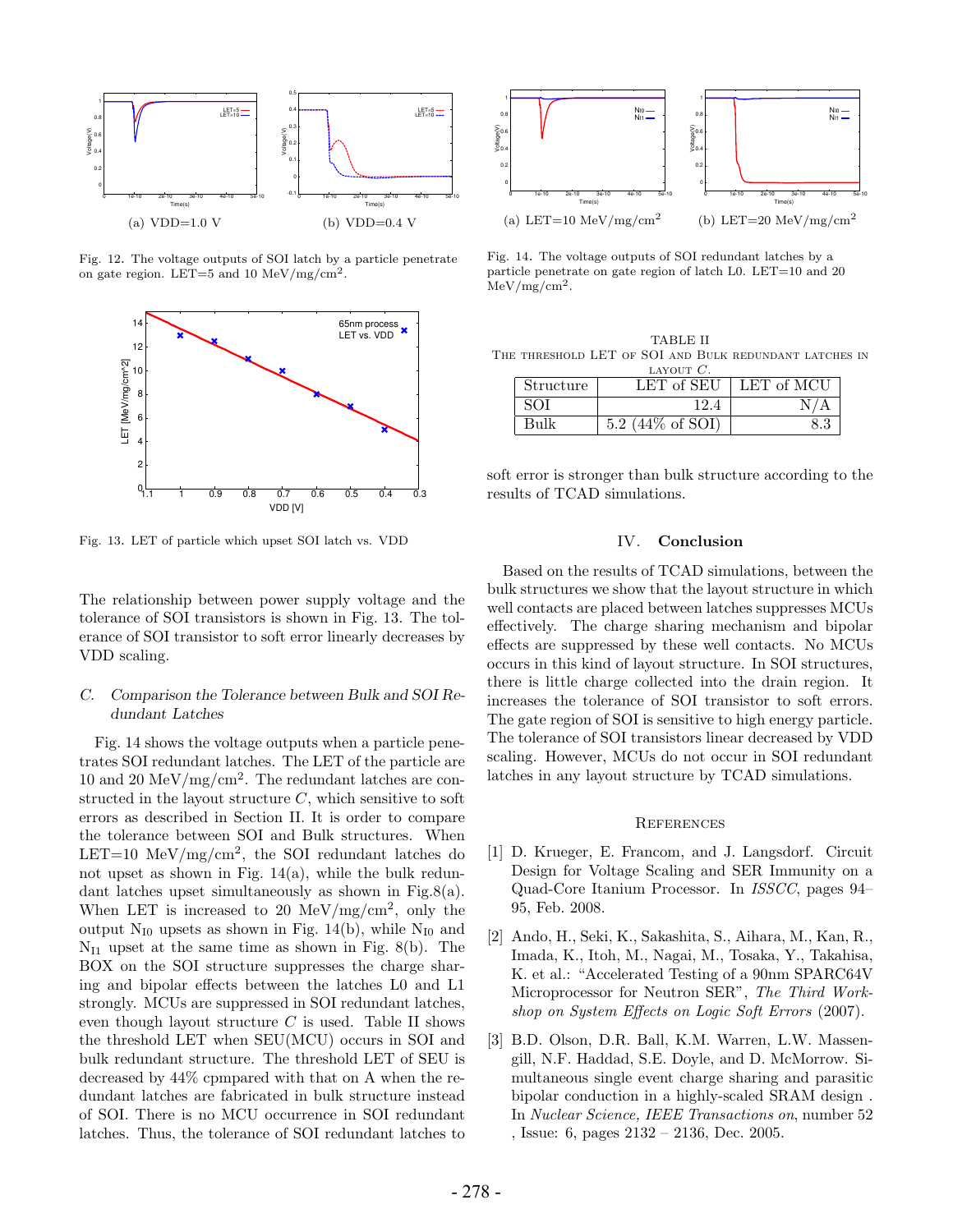(a) VDD=1.0 V

(b) VDD=0.4 V

Fig. 12. The voltage outputs of SOI latch by a particle penetrate on gate region. LET=5 and 10 MeV/mg/cm$^2$.

Fig. 13. LET of particle which upset SOI latch vs. VDD

The relationship between power supply voltage and the tolerance of SOI transistors is shown in Fig. 13. The tolerance of SOI transistor to soft error linearly decreases by VDD scaling.

### C. Comparison the Tolerance between Bulk and SOI Redundant Latches

Fig. 14 shows the voltage outputs when a particle penetrates SOI redundant latches. The LET of the particle are 10 and 20 MeV/mg/cm$^2$. The redundant latches are constructed in the layout structure $C$, which sensitive to soft errors as described in Section II. It is order to compare the tolerance between SOI and Bulk structures. When LET=10 MeV/mg/cm$^2$, the SOI redundant latches do not upset as shown in Fig. 14(a), while the bulk redundant latches upset simultaneously as shown in Fig.8(a). When LET is increased to 20 MeV/mg/cm$^2$, only the output $N_{I0}$ upsets as shown in Fig. 14(b), while $N_{I0}$ and $N_{I1}$ upset at the same time as shown in Fig. 8(b). The BOX on the SOI structure suppresses the charge sharing and bipolar effects between the latches L0 and L1 strongly. MCUs are suppressed in SOI redundant latches, even though layout structure $C$ is used. Table II shows the threshold LET when SEU(MCU) occurs in SOI and bulk redundant structure. The threshold LET of SEU is decreased by 44% cpmpared with that on A when the redundant latches are fabricated in bulk structure instead of SOI. There is no MCU occurrence in SOI redundant latches. Thus, the tolerance of SOI redundant latches to

(a) LET=10 MeV/mg/cm$^2$

(b) LET=20 MeV/mg/cm$^2$

Fig. 14. The voltage outputs of SOI redundant latches by a particle penetrate on gate region of latch L0. LET=10 and 20 MeV/mg/cm$^2$.

TABLE II
The threshold LET of SOI and Bulk redundant latches in layout $C$.

| Structure | LET of SEU | LET of MCU |
|---|---|---|
| SOI | 12.4 | N/A |
| Bulk | 5.2 (44% of SOI) | 8.3 |

soft error is stronger than bulk structure according to the results of TCAD simulations.

## IV. Conclusion

Based on the results of TCAD simulations, between the bulk structures we show that the layout structure in which well contacts are placed between latches suppresses MCUs effectively. The charge sharing mechanism and bipolar effects are suppressed by these well contacts. No MCUs occurs in this kind of layout structure. In SOI structures, there is little charge collected into the drain region. It increases the tolerance of SOI transistor to soft errors. The gate region of SOI is sensitive to high energy particle. The tolerance of SOI transistors linear decreased by VDD scaling. However, MCUs do not occur in SOI redundant latches in any layout structure by TCAD simulations.

## References

[1] D. Krueger, E. Francom, and J. Langsdorf. Circuit Design for Voltage Scaling and SER Immunity on a Quad-Core Itanium Processor. In *ISSCC*, pages 94–95, Feb. 2008.

[2] Ando, H., Seki, K., Sakashita, S., Aihara, M., Kan, R., Imada, K., Itoh, M., Nagai, M., Tosaka, Y., Takahisa, K. et al.: "Accelerated Testing of a 90nm SPARC64V Microprocessor for Neutron SER", *The Third Workshop on System Effects on Logic Soft Errors* (2007).

[3] B.D. Olson, D.R. Ball, K.M. Warren, L.W. Massengill, N.F. Haddad, S.E. Doyle, and D. McMorrow. Simultaneous single event charge sharing and parasitic bipolar conduction in a highly-scaled SRAM design . In *Nuclear Science, IEEE Transactions on*, number 52 , Issue: 6, pages 2132 – 2136, Dec. 2005.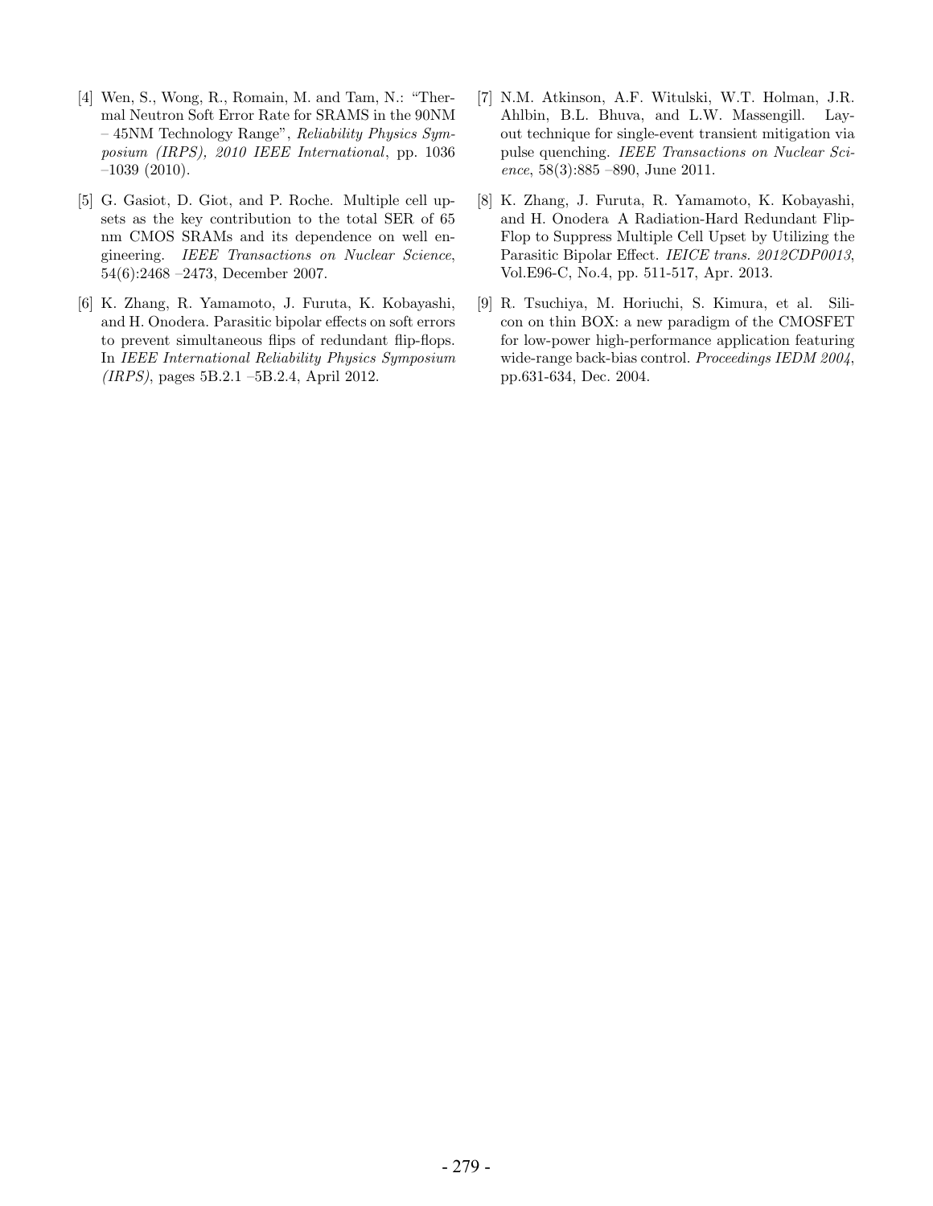[4] Wen, S., Wong, R., Romain, M. and Tam, N.: "Thermal Neutron Soft Error Rate for SRAMS in the 90NM – 45NM Technology Range", *Reliability Physics Symposium (IRPS), 2010 IEEE International*, pp. 1036 –1039 (2010).

[5] G. Gasiot, D. Giot, and P. Roche. Multiple cell upsets as the key contribution to the total SER of 65 nm CMOS SRAMs and its dependence on well engineering. *IEEE Transactions on Nuclear Science*, 54(6):2468 –2473, December 2007.

[6] K. Zhang, R. Yamamoto, J. Furuta, K. Kobayashi, and H. Onodera. Parasitic bipolar effects on soft errors to prevent simultaneous flips of redundant flip-flops. In *IEEE International Reliability Physics Symposium (IRPS)*, pages 5B.2.1 –5B.2.4, April 2012.

[7] N.M. Atkinson, A.F. Witulski, W.T. Holman, J.R. Ahlbin, B.L. Bhuva, and L.W. Massengill. Layout technique for single-event transient mitigation via pulse quenching. *IEEE Transactions on Nuclear Science*, 58(3):885 –890, June 2011.

[8] K. Zhang, J. Furuta, R. Yamamoto, K. Kobayashi, and H. Onodera A Radiation-Hard Redundant Flip-Flop to Suppress Multiple Cell Upset by Utilizing the Parasitic Bipolar Effect. *IEICE trans. 2012CDP0013*, Vol.E96-C, No.4, pp. 511-517, Apr. 2013.

[9] R. Tsuchiya, M. Horiuchi, S. Kimura, et al. Silicon on thin BOX: a new paradigm of the CMOSFET for low-power high-performance application featuring wide-range back-bias control. *Proceedings IEDM 2004*, pp.631-634, Dec. 2004.